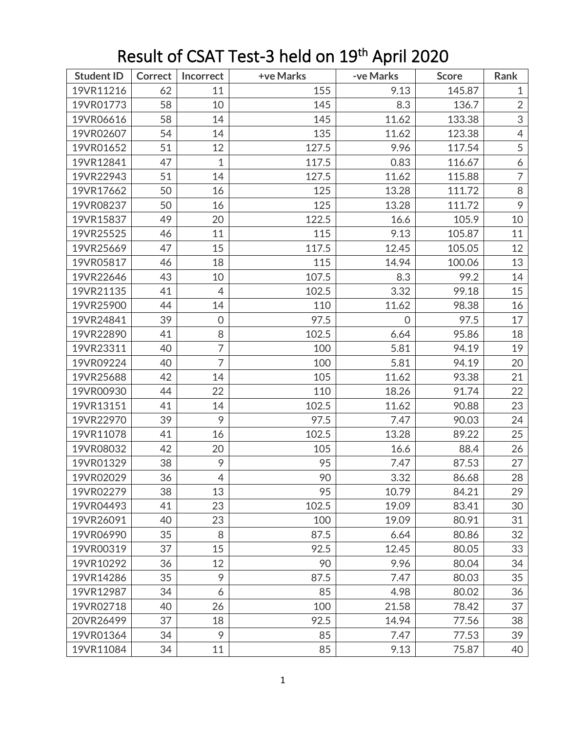# Result of CSAT Test-3 held on 19th April 2020

| Student ID | Correct | Incorrect | +ve Marks | -ve Marks | Score | Rank |
|---|---|---|---|---|---|---|
| 19VR11216 | 62 | 11 | 155 | 9.13 | 145.87 | 1 |
| 19VR01773 | 58 | 10 | 145 | 8.3 | 136.7 | 2 |
| 19VR06616 | 58 | 14 | 145 | 11.62 | 133.38 | 3 |
| 19VR02607 | 54 | 14 | 135 | 11.62 | 123.38 | 4 |
| 19VR01652 | 51 | 12 | 127.5 | 9.96 | 117.54 | 5 |
| 19VR12841 | 47 | 1 | 117.5 | 0.83 | 116.67 | 6 |
| 19VR22943 | 51 | 14 | 127.5 | 11.62 | 115.88 | 7 |
| 19VR17662 | 50 | 16 | 125 | 13.28 | 111.72 | 8 |
| 19VR08237 | 50 | 16 | 125 | 13.28 | 111.72 | 9 |
| 19VR15837 | 49 | 20 | 122.5 | 16.6 | 105.9 | 10 |
| 19VR25525 | 46 | 11 | 115 | 9.13 | 105.87 | 11 |
| 19VR25669 | 47 | 15 | 117.5 | 12.45 | 105.05 | 12 |
| 19VR05817 | 46 | 18 | 115 | 14.94 | 100.06 | 13 |
| 19VR22646 | 43 | 10 | 107.5 | 8.3 | 99.2 | 14 |
| 19VR21135 | 41 | 4 | 102.5 | 3.32 | 99.18 | 15 |
| 19VR25900 | 44 | 14 | 110 | 11.62 | 98.38 | 16 |
| 19VR24841 | 39 | 0 | 97.5 | 0 | 97.5 | 17 |
| 19VR22890 | 41 | 8 | 102.5 | 6.64 | 95.86 | 18 |
| 19VR23311 | 40 | 7 | 100 | 5.81 | 94.19 | 19 |
| 19VR09224 | 40 | 7 | 100 | 5.81 | 94.19 | 20 |
| 19VR25688 | 42 | 14 | 105 | 11.62 | 93.38 | 21 |
| 19VR00930 | 44 | 22 | 110 | 18.26 | 91.74 | 22 |
| 19VR13151 | 41 | 14 | 102.5 | 11.62 | 90.88 | 23 |
| 19VR22970 | 39 | 9 | 97.5 | 7.47 | 90.03 | 24 |
| 19VR11078 | 41 | 16 | 102.5 | 13.28 | 89.22 | 25 |
| 19VR08032 | 42 | 20 | 105 | 16.6 | 88.4 | 26 |
| 19VR01329 | 38 | 9 | 95 | 7.47 | 87.53 | 27 |
| 19VR02029 | 36 | 4 | 90 | 3.32 | 86.68 | 28 |
| 19VR02279 | 38 | 13 | 95 | 10.79 | 84.21 | 29 |
| 19VR04493 | 41 | 23 | 102.5 | 19.09 | 83.41 | 30 |
| 19VR26091 | 40 | 23 | 100 | 19.09 | 80.91 | 31 |
| 19VR06990 | 35 | 8 | 87.5 | 6.64 | 80.86 | 32 |
| 19VR00319 | 37 | 15 | 92.5 | 12.45 | 80.05 | 33 |
| 19VR10292 | 36 | 12 | 90 | 9.96 | 80.04 | 34 |
| 19VR14286 | 35 | 9 | 87.5 | 7.47 | 80.03 | 35 |
| 19VR12987 | 34 | 6 | 85 | 4.98 | 80.02 | 36 |
| 19VR02718 | 40 | 26 | 100 | 21.58 | 78.42 | 37 |
| 20VR26499 | 37 | 18 | 92.5 | 14.94 | 77.56 | 38 |
| 19VR01364 | 34 | 9 | 85 | 7.47 | 77.53 | 39 |
| 19VR11084 | 34 | 11 | 85 | 9.13 | 75.87 | 40 |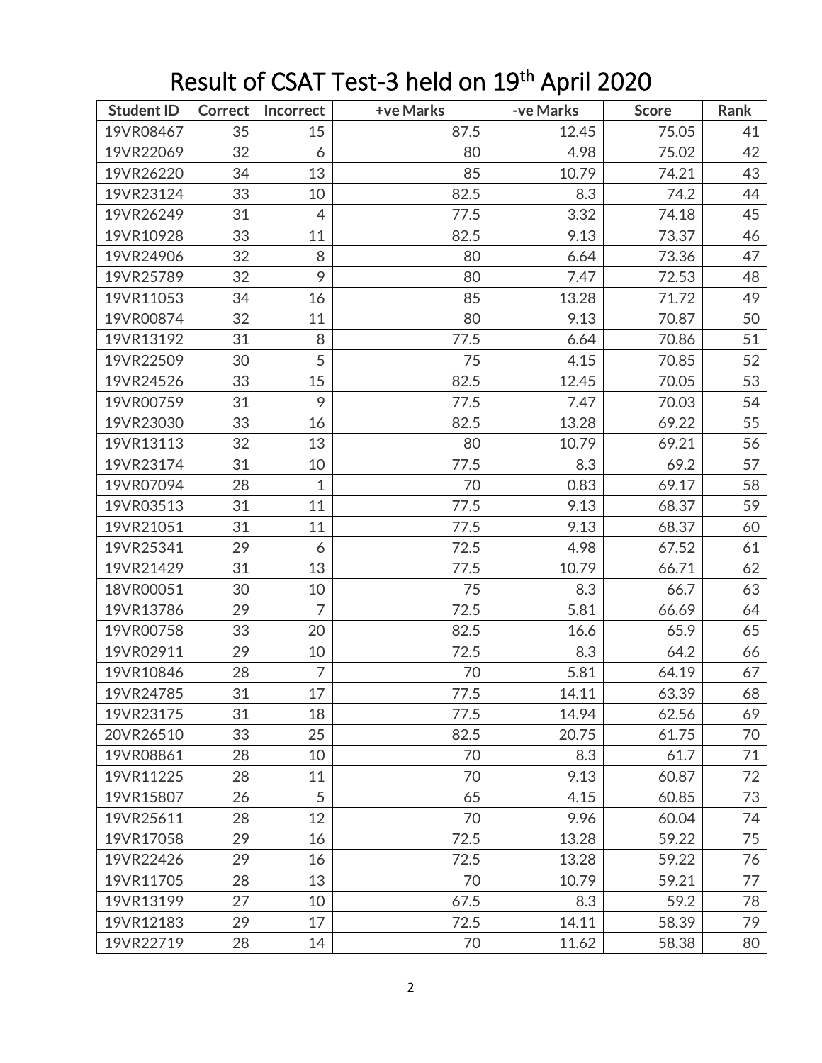# Result of CSAT Test-3 held on 19th April 2020

| Student ID | Correct | Incorrect | +ve Marks | -ve Marks | Score | Rank |
|---|---|---|---|---|---|---|
| 19VR08467 | 35 | 15 | 87.5 | 12.45 | 75.05 | 41 |
| 19VR22069 | 32 | 6 | 80 | 4.98 | 75.02 | 42 |
| 19VR26220 | 34 | 13 | 85 | 10.79 | 74.21 | 43 |
| 19VR23124 | 33 | 10 | 82.5 | 8.3 | 74.2 | 44 |
| 19VR26249 | 31 | 4 | 77.5 | 3.32 | 74.18 | 45 |
| 19VR10928 | 33 | 11 | 82.5 | 9.13 | 73.37 | 46 |
| 19VR24906 | 32 | 8 | 80 | 6.64 | 73.36 | 47 |
| 19VR25789 | 32 | 9 | 80 | 7.47 | 72.53 | 48 |
| 19VR11053 | 34 | 16 | 85 | 13.28 | 71.72 | 49 |
| 19VR00874 | 32 | 11 | 80 | 9.13 | 70.87 | 50 |
| 19VR13192 | 31 | 8 | 77.5 | 6.64 | 70.86 | 51 |
| 19VR22509 | 30 | 5 | 75 | 4.15 | 70.85 | 52 |
| 19VR24526 | 33 | 15 | 82.5 | 12.45 | 70.05 | 53 |
| 19VR00759 | 31 | 9 | 77.5 | 7.47 | 70.03 | 54 |
| 19VR23030 | 33 | 16 | 82.5 | 13.28 | 69.22 | 55 |
| 19VR13113 | 32 | 13 | 80 | 10.79 | 69.21 | 56 |
| 19VR23174 | 31 | 10 | 77.5 | 8.3 | 69.2 | 57 |
| 19VR07094 | 28 | 1 | 70 | 0.83 | 69.17 | 58 |
| 19VR03513 | 31 | 11 | 77.5 | 9.13 | 68.37 | 59 |
| 19VR21051 | 31 | 11 | 77.5 | 9.13 | 68.37 | 60 |
| 19VR25341 | 29 | 6 | 72.5 | 4.98 | 67.52 | 61 |
| 19VR21429 | 31 | 13 | 77.5 | 10.79 | 66.71 | 62 |
| 18VR00051 | 30 | 10 | 75 | 8.3 | 66.7 | 63 |
| 19VR13786 | 29 | 7 | 72.5 | 5.81 | 66.69 | 64 |
| 19VR00758 | 33 | 20 | 82.5 | 16.6 | 65.9 | 65 |
| 19VR02911 | 29 | 10 | 72.5 | 8.3 | 64.2 | 66 |
| 19VR10846 | 28 | 7 | 70 | 5.81 | 64.19 | 67 |
| 19VR24785 | 31 | 17 | 77.5 | 14.11 | 63.39 | 68 |
| 19VR23175 | 31 | 18 | 77.5 | 14.94 | 62.56 | 69 |
| 20VR26510 | 33 | 25 | 82.5 | 20.75 | 61.75 | 70 |
| 19VR08861 | 28 | 10 | 70 | 8.3 | 61.7 | 71 |
| 19VR11225 | 28 | 11 | 70 | 9.13 | 60.87 | 72 |
| 19VR15807 | 26 | 5 | 65 | 4.15 | 60.85 | 73 |
| 19VR25611 | 28 | 12 | 70 | 9.96 | 60.04 | 74 |
| 19VR17058 | 29 | 16 | 72.5 | 13.28 | 59.22 | 75 |
| 19VR22426 | 29 | 16 | 72.5 | 13.28 | 59.22 | 76 |
| 19VR11705 | 28 | 13 | 70 | 10.79 | 59.21 | 77 |
| 19VR13199 | 27 | 10 | 67.5 | 8.3 | 59.2 | 78 |
| 19VR12183 | 29 | 17 | 72.5 | 14.11 | 58.39 | 79 |
| 19VR22719 | 28 | 14 | 70 | 11.62 | 58.38 | 80 |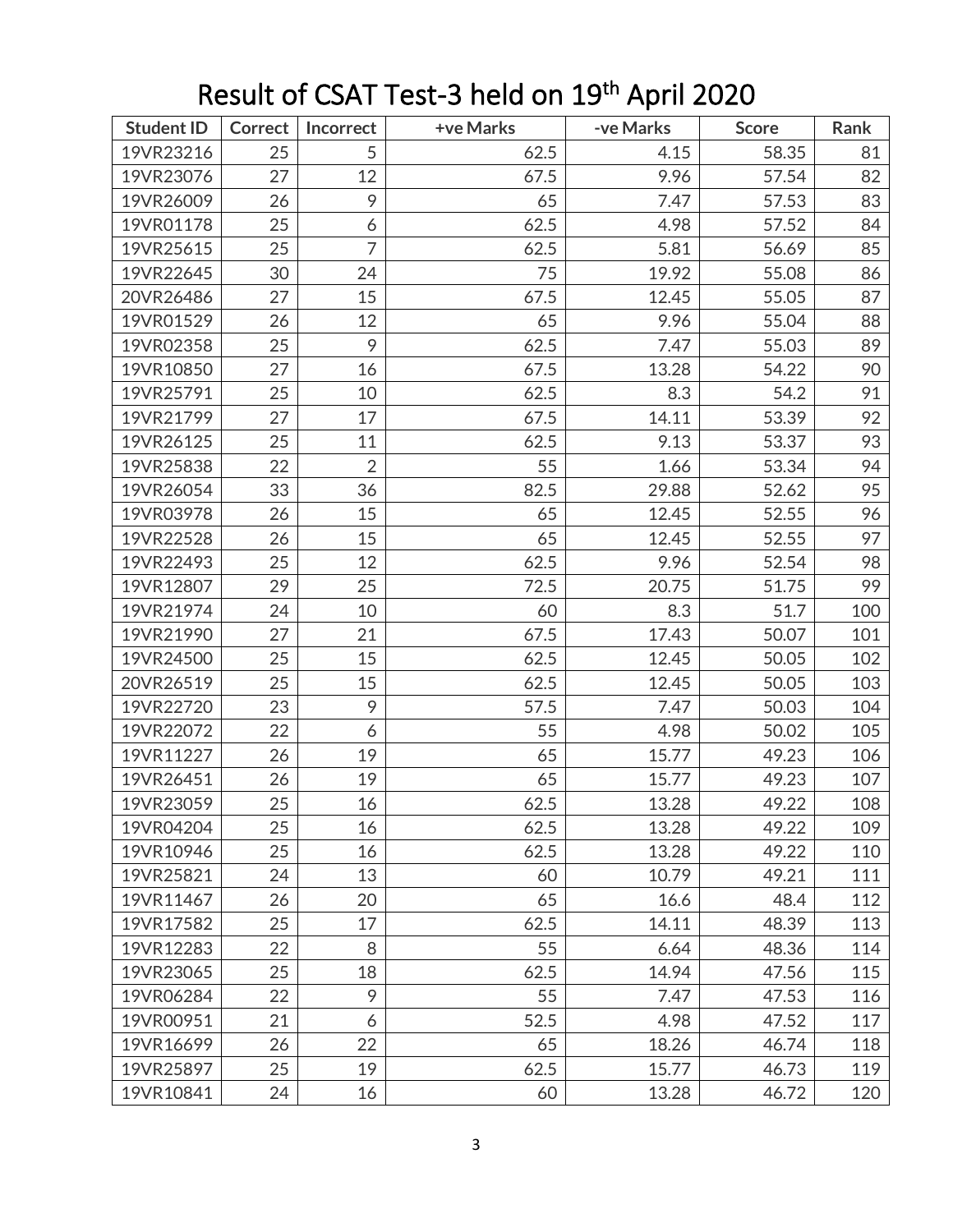# Result of CSAT Test-3 held on 19th April 2020

| Student ID | Correct | Incorrect | +ve Marks | -ve Marks | Score | Rank |
|---|---|---|---|---|---|---|
| 19VR23216 | 25 | 5 | 62.5 | 4.15 | 58.35 | 81 |
| 19VR23076 | 27 | 12 | 67.5 | 9.96 | 57.54 | 82 |
| 19VR26009 | 26 | 9 | 65 | 7.47 | 57.53 | 83 |
| 19VR01178 | 25 | 6 | 62.5 | 4.98 | 57.52 | 84 |
| 19VR25615 | 25 | 7 | 62.5 | 5.81 | 56.69 | 85 |
| 19VR22645 | 30 | 24 | 75 | 19.92 | 55.08 | 86 |
| 20VR26486 | 27 | 15 | 67.5 | 12.45 | 55.05 | 87 |
| 19VR01529 | 26 | 12 | 65 | 9.96 | 55.04 | 88 |
| 19VR02358 | 25 | 9 | 62.5 | 7.47 | 55.03 | 89 |
| 19VR10850 | 27 | 16 | 67.5 | 13.28 | 54.22 | 90 |
| 19VR25791 | 25 | 10 | 62.5 | 8.3 | 54.2 | 91 |
| 19VR21799 | 27 | 17 | 67.5 | 14.11 | 53.39 | 92 |
| 19VR26125 | 25 | 11 | 62.5 | 9.13 | 53.37 | 93 |
| 19VR25838 | 22 | 2 | 55 | 1.66 | 53.34 | 94 |
| 19VR26054 | 33 | 36 | 82.5 | 29.88 | 52.62 | 95 |
| 19VR03978 | 26 | 15 | 65 | 12.45 | 52.55 | 96 |
| 19VR22528 | 26 | 15 | 65 | 12.45 | 52.55 | 97 |
| 19VR22493 | 25 | 12 | 62.5 | 9.96 | 52.54 | 98 |
| 19VR12807 | 29 | 25 | 72.5 | 20.75 | 51.75 | 99 |
| 19VR21974 | 24 | 10 | 60 | 8.3 | 51.7 | 100 |
| 19VR21990 | 27 | 21 | 67.5 | 17.43 | 50.07 | 101 |
| 19VR24500 | 25 | 15 | 62.5 | 12.45 | 50.05 | 102 |
| 20VR26519 | 25 | 15 | 62.5 | 12.45 | 50.05 | 103 |
| 19VR22720 | 23 | 9 | 57.5 | 7.47 | 50.03 | 104 |
| 19VR22072 | 22 | 6 | 55 | 4.98 | 50.02 | 105 |
| 19VR11227 | 26 | 19 | 65 | 15.77 | 49.23 | 106 |
| 19VR26451 | 26 | 19 | 65 | 15.77 | 49.23 | 107 |
| 19VR23059 | 25 | 16 | 62.5 | 13.28 | 49.22 | 108 |
| 19VR04204 | 25 | 16 | 62.5 | 13.28 | 49.22 | 109 |
| 19VR10946 | 25 | 16 | 62.5 | 13.28 | 49.22 | 110 |
| 19VR25821 | 24 | 13 | 60 | 10.79 | 49.21 | 111 |
| 19VR11467 | 26 | 20 | 65 | 16.6 | 48.4 | 112 |
| 19VR17582 | 25 | 17 | 62.5 | 14.11 | 48.39 | 113 |
| 19VR12283 | 22 | 8 | 55 | 6.64 | 48.36 | 114 |
| 19VR23065 | 25 | 18 | 62.5 | 14.94 | 47.56 | 115 |
| 19VR06284 | 22 | 9 | 55 | 7.47 | 47.53 | 116 |
| 19VR00951 | 21 | 6 | 52.5 | 4.98 | 47.52 | 117 |
| 19VR16699 | 26 | 22 | 65 | 18.26 | 46.74 | 118 |
| 19VR25897 | 25 | 19 | 62.5 | 15.77 | 46.73 | 119 |
| 19VR10841 | 24 | 16 | 60 | 13.28 | 46.72 | 120 |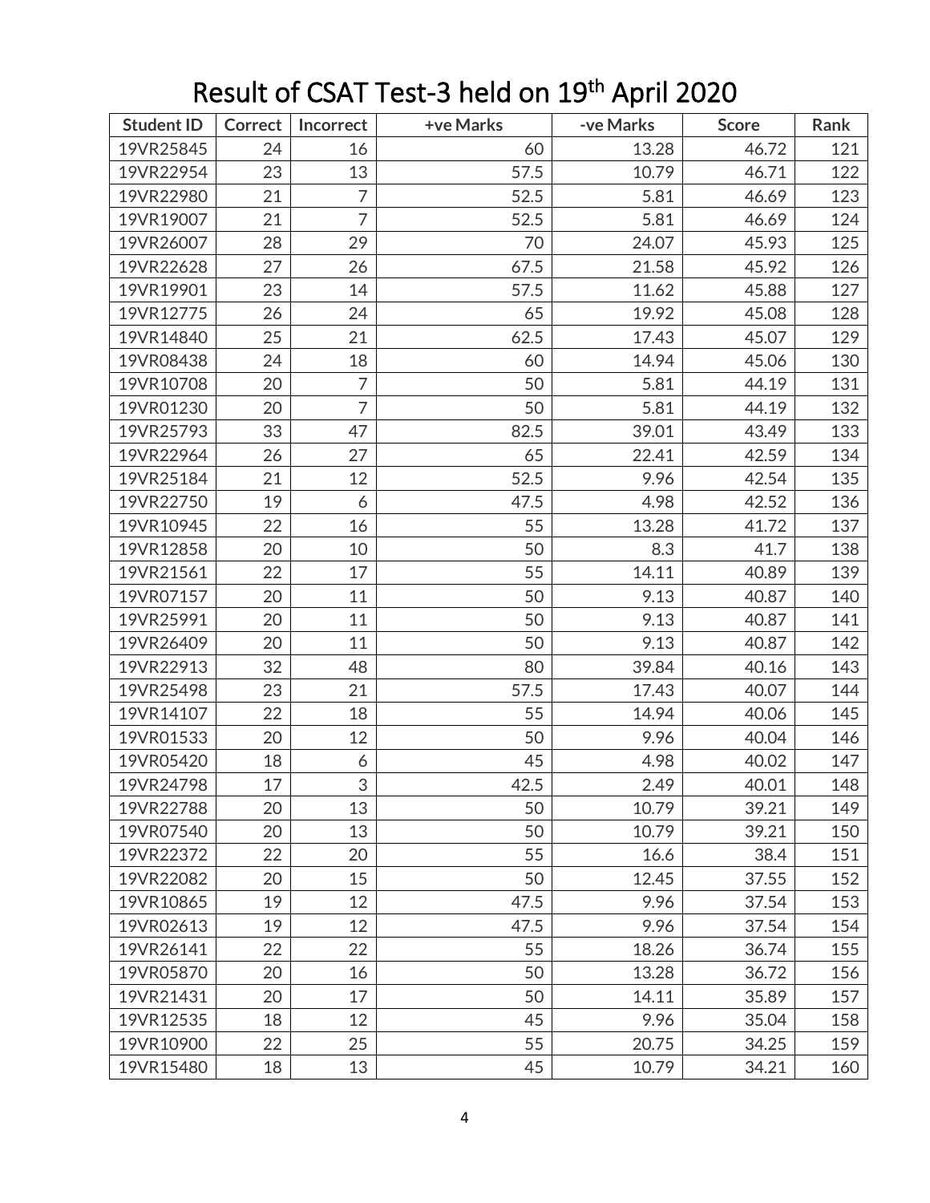# Result of CSAT Test-3 held on 19th April 2020

| Student ID | Correct | Incorrect | +ve Marks | -ve Marks | Score | Rank |
|---|---|---|---|---|---|---|
| 19VR25845 | 24 | 16 | 60 | 13.28 | 46.72 | 121 |
| 19VR22954 | 23 | 13 | 57.5 | 10.79 | 46.71 | 122 |
| 19VR22980 | 21 | 7 | 52.5 | 5.81 | 46.69 | 123 |
| 19VR19007 | 21 | 7 | 52.5 | 5.81 | 46.69 | 124 |
| 19VR26007 | 28 | 29 | 70 | 24.07 | 45.93 | 125 |
| 19VR22628 | 27 | 26 | 67.5 | 21.58 | 45.92 | 126 |
| 19VR19901 | 23 | 14 | 57.5 | 11.62 | 45.88 | 127 |
| 19VR12775 | 26 | 24 | 65 | 19.92 | 45.08 | 128 |
| 19VR14840 | 25 | 21 | 62.5 | 17.43 | 45.07 | 129 |
| 19VR08438 | 24 | 18 | 60 | 14.94 | 45.06 | 130 |
| 19VR10708 | 20 | 7 | 50 | 5.81 | 44.19 | 131 |
| 19VR01230 | 20 | 7 | 50 | 5.81 | 44.19 | 132 |
| 19VR25793 | 33 | 47 | 82.5 | 39.01 | 43.49 | 133 |
| 19VR22964 | 26 | 27 | 65 | 22.41 | 42.59 | 134 |
| 19VR25184 | 21 | 12 | 52.5 | 9.96 | 42.54 | 135 |
| 19VR22750 | 19 | 6 | 47.5 | 4.98 | 42.52 | 136 |
| 19VR10945 | 22 | 16 | 55 | 13.28 | 41.72 | 137 |
| 19VR12858 | 20 | 10 | 50 | 8.3 | 41.7 | 138 |
| 19VR21561 | 22 | 17 | 55 | 14.11 | 40.89 | 139 |
| 19VR07157 | 20 | 11 | 50 | 9.13 | 40.87 | 140 |
| 19VR25991 | 20 | 11 | 50 | 9.13 | 40.87 | 141 |
| 19VR26409 | 20 | 11 | 50 | 9.13 | 40.87 | 142 |
| 19VR22913 | 32 | 48 | 80 | 39.84 | 40.16 | 143 |
| 19VR25498 | 23 | 21 | 57.5 | 17.43 | 40.07 | 144 |
| 19VR14107 | 22 | 18 | 55 | 14.94 | 40.06 | 145 |
| 19VR01533 | 20 | 12 | 50 | 9.96 | 40.04 | 146 |
| 19VR05420 | 18 | 6 | 45 | 4.98 | 40.02 | 147 |
| 19VR24798 | 17 | 3 | 42.5 | 2.49 | 40.01 | 148 |
| 19VR22788 | 20 | 13 | 50 | 10.79 | 39.21 | 149 |
| 19VR07540 | 20 | 13 | 50 | 10.79 | 39.21 | 150 |
| 19VR22372 | 22 | 20 | 55 | 16.6 | 38.4 | 151 |
| 19VR22082 | 20 | 15 | 50 | 12.45 | 37.55 | 152 |
| 19VR10865 | 19 | 12 | 47.5 | 9.96 | 37.54 | 153 |
| 19VR02613 | 19 | 12 | 47.5 | 9.96 | 37.54 | 154 |
| 19VR26141 | 22 | 22 | 55 | 18.26 | 36.74 | 155 |
| 19VR05870 | 20 | 16 | 50 | 13.28 | 36.72 | 156 |
| 19VR21431 | 20 | 17 | 50 | 14.11 | 35.89 | 157 |
| 19VR12535 | 18 | 12 | 45 | 9.96 | 35.04 | 158 |
| 19VR10900 | 22 | 25 | 55 | 20.75 | 34.25 | 159 |
| 19VR15480 | 18 | 13 | 45 | 10.79 | 34.21 | 160 |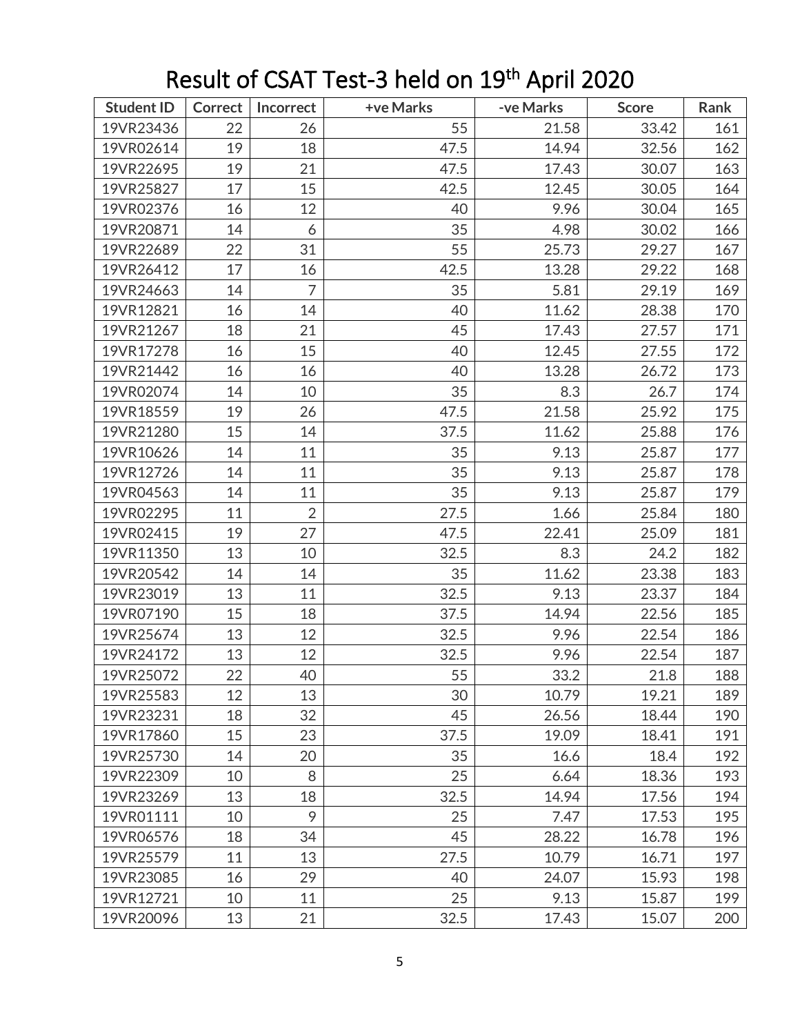# Result of CSAT Test-3 held on 19th April 2020

| Student ID | Correct | Incorrect | +ve Marks | -ve Marks | Score | Rank |
|---|---|---|---|---|---|---|
| 19VR23436 | 22 | 26 | 55 | 21.58 | 33.42 | 161 |
| 19VR02614 | 19 | 18 | 47.5 | 14.94 | 32.56 | 162 |
| 19VR22695 | 19 | 21 | 47.5 | 17.43 | 30.07 | 163 |
| 19VR25827 | 17 | 15 | 42.5 | 12.45 | 30.05 | 164 |
| 19VR02376 | 16 | 12 | 40 | 9.96 | 30.04 | 165 |
| 19VR20871 | 14 | 6 | 35 | 4.98 | 30.02 | 166 |
| 19VR22689 | 22 | 31 | 55 | 25.73 | 29.27 | 167 |
| 19VR26412 | 17 | 16 | 42.5 | 13.28 | 29.22 | 168 |
| 19VR24663 | 14 | 7 | 35 | 5.81 | 29.19 | 169 |
| 19VR12821 | 16 | 14 | 40 | 11.62 | 28.38 | 170 |
| 19VR21267 | 18 | 21 | 45 | 17.43 | 27.57 | 171 |
| 19VR17278 | 16 | 15 | 40 | 12.45 | 27.55 | 172 |
| 19VR21442 | 16 | 16 | 40 | 13.28 | 26.72 | 173 |
| 19VR02074 | 14 | 10 | 35 | 8.3 | 26.7 | 174 |
| 19VR18559 | 19 | 26 | 47.5 | 21.58 | 25.92 | 175 |
| 19VR21280 | 15 | 14 | 37.5 | 11.62 | 25.88 | 176 |
| 19VR10626 | 14 | 11 | 35 | 9.13 | 25.87 | 177 |
| 19VR12726 | 14 | 11 | 35 | 9.13 | 25.87 | 178 |
| 19VR04563 | 14 | 11 | 35 | 9.13 | 25.87 | 179 |
| 19VR02295 | 11 | 2 | 27.5 | 1.66 | 25.84 | 180 |
| 19VR02415 | 19 | 27 | 47.5 | 22.41 | 25.09 | 181 |
| 19VR11350 | 13 | 10 | 32.5 | 8.3 | 24.2 | 182 |
| 19VR20542 | 14 | 14 | 35 | 11.62 | 23.38 | 183 |
| 19VR23019 | 13 | 11 | 32.5 | 9.13 | 23.37 | 184 |
| 19VR07190 | 15 | 18 | 37.5 | 14.94 | 22.56 | 185 |
| 19VR25674 | 13 | 12 | 32.5 | 9.96 | 22.54 | 186 |
| 19VR24172 | 13 | 12 | 32.5 | 9.96 | 22.54 | 187 |
| 19VR25072 | 22 | 40 | 55 | 33.2 | 21.8 | 188 |
| 19VR25583 | 12 | 13 | 30 | 10.79 | 19.21 | 189 |
| 19VR23231 | 18 | 32 | 45 | 26.56 | 18.44 | 190 |
| 19VR17860 | 15 | 23 | 37.5 | 19.09 | 18.41 | 191 |
| 19VR25730 | 14 | 20 | 35 | 16.6 | 18.4 | 192 |
| 19VR22309 | 10 | 8 | 25 | 6.64 | 18.36 | 193 |
| 19VR23269 | 13 | 18 | 32.5 | 14.94 | 17.56 | 194 |
| 19VR01111 | 10 | 9 | 25 | 7.47 | 17.53 | 195 |
| 19VR06576 | 18 | 34 | 45 | 28.22 | 16.78 | 196 |
| 19VR25579 | 11 | 13 | 27.5 | 10.79 | 16.71 | 197 |
| 19VR23085 | 16 | 29 | 40 | 24.07 | 15.93 | 198 |
| 19VR12721 | 10 | 11 | 25 | 9.13 | 15.87 | 199 |
| 19VR20096 | 13 | 21 | 32.5 | 17.43 | 15.07 | 200 |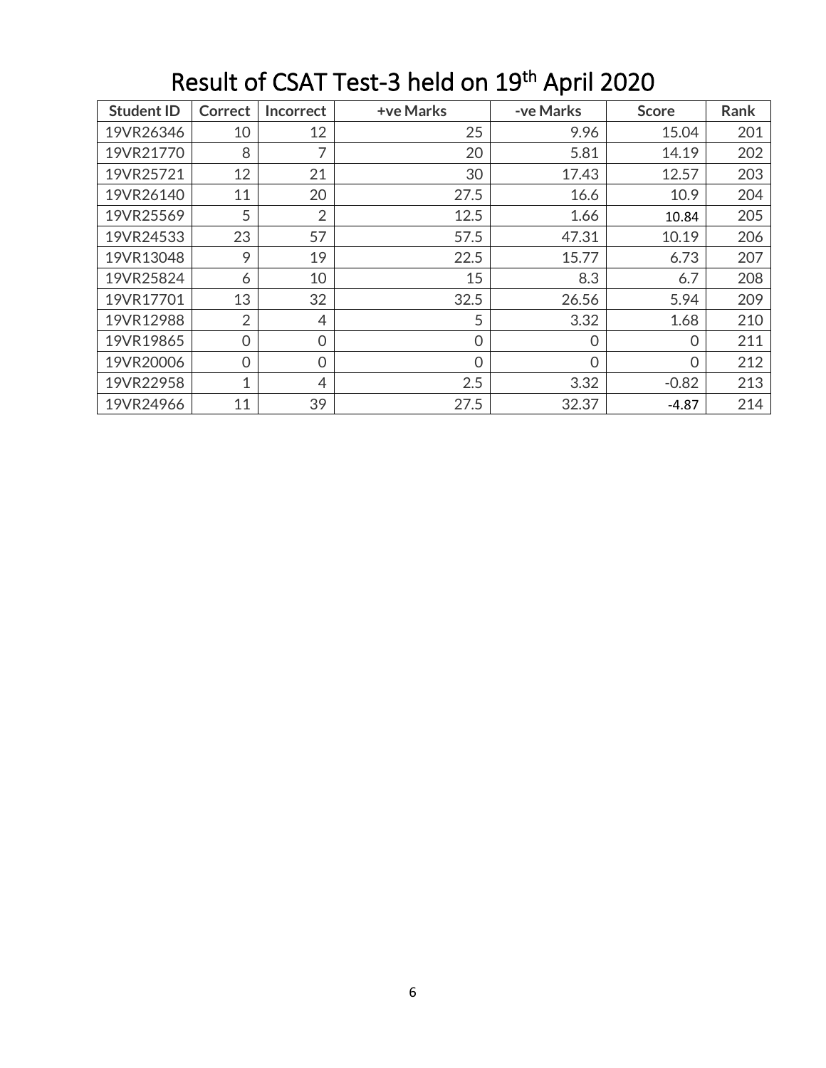# Result of CSAT Test-3 held on 19th April 2020

| Student ID | Correct | Incorrect | +ve Marks | -ve Marks | Score | Rank |
|---|---|---|---|---|---|---|
| 19VR26346 | 10 | 12 | 25 | 9.96 | 15.04 | 201 |
| 19VR21770 | 8 | 7 | 20 | 5.81 | 14.19 | 202 |
| 19VR25721 | 12 | 21 | 30 | 17.43 | 12.57 | 203 |
| 19VR26140 | 11 | 20 | 27.5 | 16.6 | 10.9 | 204 |
| 19VR25569 | 5 | 2 | 12.5 | 1.66 | 10.84 | 205 |
| 19VR24533 | 23 | 57 | 57.5 | 47.31 | 10.19 | 206 |
| 19VR13048 | 9 | 19 | 22.5 | 15.77 | 6.73 | 207 |
| 19VR25824 | 6 | 10 | 15 | 8.3 | 6.7 | 208 |
| 19VR17701 | 13 | 32 | 32.5 | 26.56 | 5.94 | 209 |
| 19VR12988 | 2 | 4 | 5 | 3.32 | 1.68 | 210 |
| 19VR19865 | 0 | 0 | 0 | 0 | 0 | 211 |
| 19VR20006 | 0 | 0 | 0 | 0 | 0 | 212 |
| 19VR22958 | 1 | 4 | 2.5 | 3.32 | -0.82 | 213 |
| 19VR24966 | 11 | 39 | 27.5 | 32.37 | -4.87 | 214 |